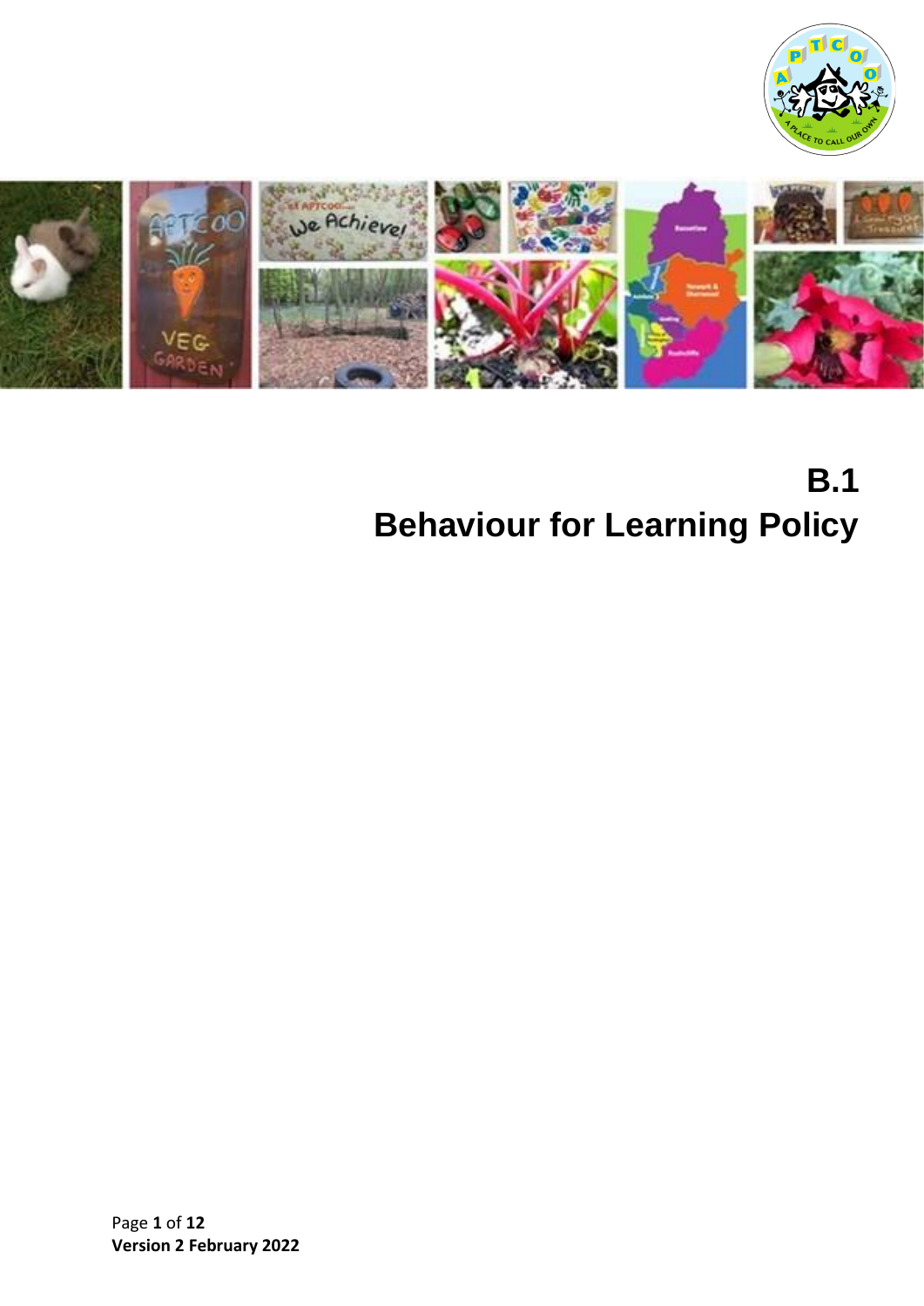# B.1
# Behaviour for Learning Policy

**Version 2 February 2022**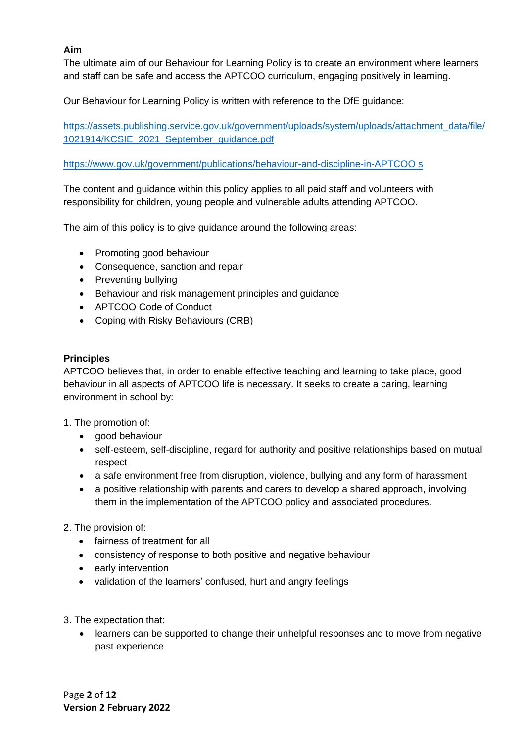**Aim**

The ultimate aim of our Behaviour for Learning Policy is to create an environment where learners and staff can be safe and access the APTCOO curriculum, engaging positively in learning.

Our Behaviour for Learning Policy is written with reference to the DfE guidance:

https://assets.publishing.service.gov.uk/government/uploads/system/uploads/attachment_data/file/1021914/KCSIE_2021_September_guidance.pdf

https://www.gov.uk/government/publications/behaviour-and-discipline-in-APTCOO s

The content and guidance within this policy applies to all paid staff and volunteers with responsibility for children, young people and vulnerable adults attending APTCOO.

The aim of this policy is to give guidance around the following areas:

- Promoting good behaviour
- Consequence, sanction and repair
- Preventing bullying
- Behaviour and risk management principles and guidance
- APTCOO Code of Conduct
- Coping with Risky Behaviours (CRB)

**Principles**

APTCOO believes that, in order to enable effective teaching and learning to take place, good behaviour in all aspects of APTCOO life is necessary. It seeks to create a caring, learning environment in school by:

1. The promotion of:
    - good behaviour
    - self-esteem, self-discipline, regard for authority and positive relationships based on mutual respect
    - a safe environment free from disruption, violence, bullying and any form of harassment
    - a positive relationship with parents and carers to develop a shared approach, involving them in the implementation of the APTCOO policy and associated procedures.

2. The provision of:
    - fairness of treatment for all
    - consistency of response to both positive and negative behaviour
    - early intervention
    - validation of the learners' confused, hurt and angry feelings

3. The expectation that:
    - learners can be supported to change their unhelpful responses and to move from negative past experience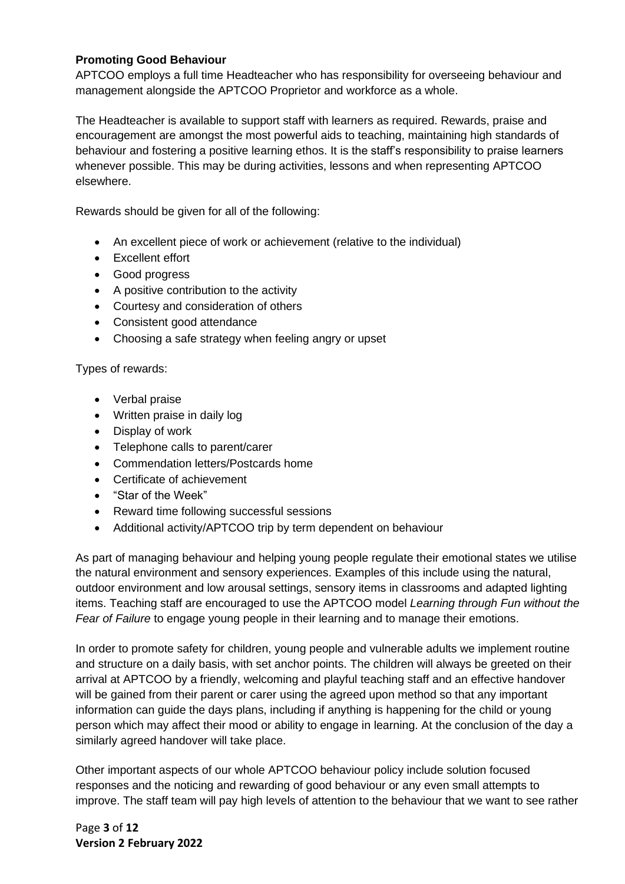**Promoting Good Behaviour**

APTCOO employs a full time Headteacher who has responsibility for overseeing behaviour and management alongside the APTCOO Proprietor and workforce as a whole.

The Headteacher is available to support staff with learners as required. Rewards, praise and encouragement are amongst the most powerful aids to teaching, maintaining high standards of behaviour and fostering a positive learning ethos. It is the staff's responsibility to praise learners whenever possible. This may be during activities, lessons and when representing APTCOO elsewhere.

Rewards should be given for all of the following:

- An excellent piece of work or achievement (relative to the individual)
- Excellent effort
- Good progress
- A positive contribution to the activity
- Courtesy and consideration of others
- Consistent good attendance
- Choosing a safe strategy when feeling angry or upset

Types of rewards:

- Verbal praise
- Written praise in daily log
- Display of work
- Telephone calls to parent/carer
- Commendation letters/Postcards home
- Certificate of achievement
- "Star of the Week"
- Reward time following successful sessions
- Additional activity/APTCOO trip by term dependent on behaviour

As part of managing behaviour and helping young people regulate their emotional states we utilise the natural environment and sensory experiences. Examples of this include using the natural, outdoor environment and low arousal settings, sensory items in classrooms and adapted lighting items. Teaching staff are encouraged to use the APTCOO model *Learning through Fun without the Fear of Failure* to engage young people in their learning and to manage their emotions.

In order to promote safety for children, young people and vulnerable adults we implement routine and structure on a daily basis, with set anchor points. The children will always be greeted on their arrival at APTCOO by a friendly, welcoming and playful teaching staff and an effective handover will be gained from their parent or carer using the agreed upon method so that any important information can guide the days plans, including if anything is happening for the child or young person which may affect their mood or ability to engage in learning. At the conclusion of the day a similarly agreed handover will take place.

Other important aspects of our whole APTCOO behaviour policy include solution focused responses and the noticing and rewarding of good behaviour or any even small attempts to improve. The staff team will pay high levels of attention to the behaviour that we want to see rather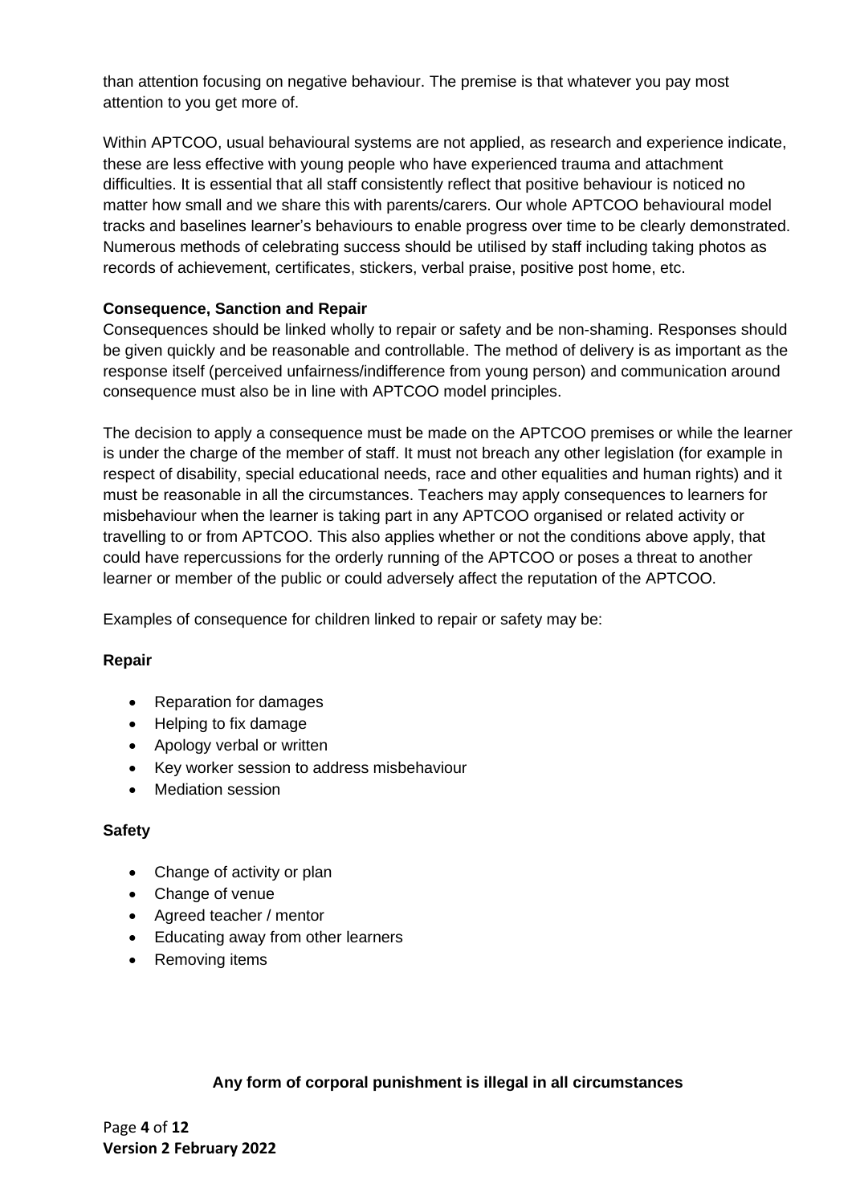than attention focusing on negative behaviour. The premise is that whatever you pay most attention to you get more of.

Within APTCOO, usual behavioural systems are not applied, as research and experience indicate, these are less effective with young people who have experienced trauma and attachment difficulties. It is essential that all staff consistently reflect that positive behaviour is noticed no matter how small and we share this with parents/carers. Our whole APTCOO behavioural model tracks and baselines learner's behaviours to enable progress over time to be clearly demonstrated. Numerous methods of celebrating success should be utilised by staff including taking photos as records of achievement, certificates, stickers, verbal praise, positive post home, etc.

**Consequence, Sanction and Repair**

Consequences should be linked wholly to repair or safety and be non-shaming. Responses should be given quickly and be reasonable and controllable. The method of delivery is as important as the response itself (perceived unfairness/indifference from young person) and communication around consequence must also be in line with APTCOO model principles.

The decision to apply a consequence must be made on the APTCOO premises or while the learner is under the charge of the member of staff. It must not breach any other legislation (for example in respect of disability, special educational needs, race and other equalities and human rights) and it must be reasonable in all the circumstances. Teachers may apply consequences to learners for misbehaviour when the learner is taking part in any APTCOO organised or related activity or travelling to or from APTCOO. This also applies whether or not the conditions above apply, that could have repercussions for the orderly running of the APTCOO or poses a threat to another learner or member of the public or could adversely affect the reputation of the APTCOO.

Examples of consequence for children linked to repair or safety may be:

**Repair**

- Reparation for damages
- Helping to fix damage
- Apology verbal or written
- Key worker session to address misbehaviour
- Mediation session

**Safety**

- Change of activity or plan
- Change of venue
- Agreed teacher / mentor
- Educating away from other learners
- Removing items

**Any form of corporal punishment is illegal in all circumstances**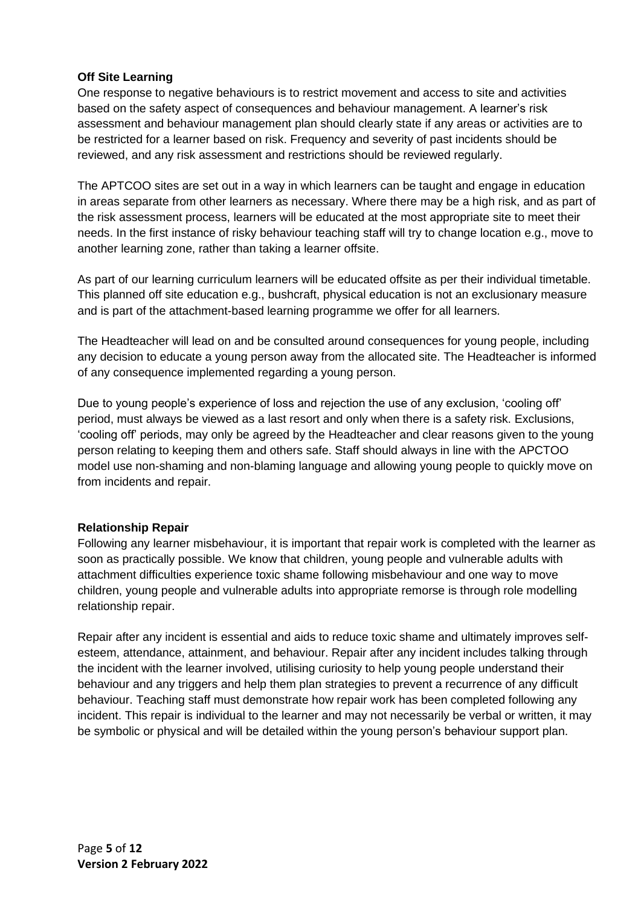**Off Site Learning**

One response to negative behaviours is to restrict movement and access to site and activities based on the safety aspect of consequences and behaviour management. A learner's risk assessment and behaviour management plan should clearly state if any areas or activities are to be restricted for a learner based on risk. Frequency and severity of past incidents should be reviewed, and any risk assessment and restrictions should be reviewed regularly.

The APTCOO sites are set out in a way in which learners can be taught and engage in education in areas separate from other learners as necessary. Where there may be a high risk, and as part of the risk assessment process, learners will be educated at the most appropriate site to meet their needs. In the first instance of risky behaviour teaching staff will try to change location e.g., move to another learning zone, rather than taking a learner offsite.

As part of our learning curriculum learners will be educated offsite as per their individual timetable. This planned off site education e.g., bushcraft, physical education is not an exclusionary measure and is part of the attachment-based learning programme we offer for all learners.

The Headteacher will lead on and be consulted around consequences for young people, including any decision to educate a young person away from the allocated site. The Headteacher is informed of any consequence implemented regarding a young person.

Due to young people's experience of loss and rejection the use of any exclusion, 'cooling off' period, must always be viewed as a last resort and only when there is a safety risk. Exclusions, 'cooling off' periods, may only be agreed by the Headteacher and clear reasons given to the young person relating to keeping them and others safe. Staff should always in line with the APCTOO model use non-shaming and non-blaming language and allowing young people to quickly move on from incidents and repair.

**Relationship Repair**

Following any learner misbehaviour, it is important that repair work is completed with the learner as soon as practically possible. We know that children, young people and vulnerable adults with attachment difficulties experience toxic shame following misbehaviour and one way to move children, young people and vulnerable adults into appropriate remorse is through role modelling relationship repair.

Repair after any incident is essential and aids to reduce toxic shame and ultimately improves self-esteem, attendance, attainment, and behaviour. Repair after any incident includes talking through the incident with the learner involved, utilising curiosity to help young people understand their behaviour and any triggers and help them plan strategies to prevent a recurrence of any difficult behaviour. Teaching staff must demonstrate how repair work has been completed following any incident. This repair is individual to the learner and may not necessarily be verbal or written, it may be symbolic or physical and will be detailed within the young person's behaviour support plan.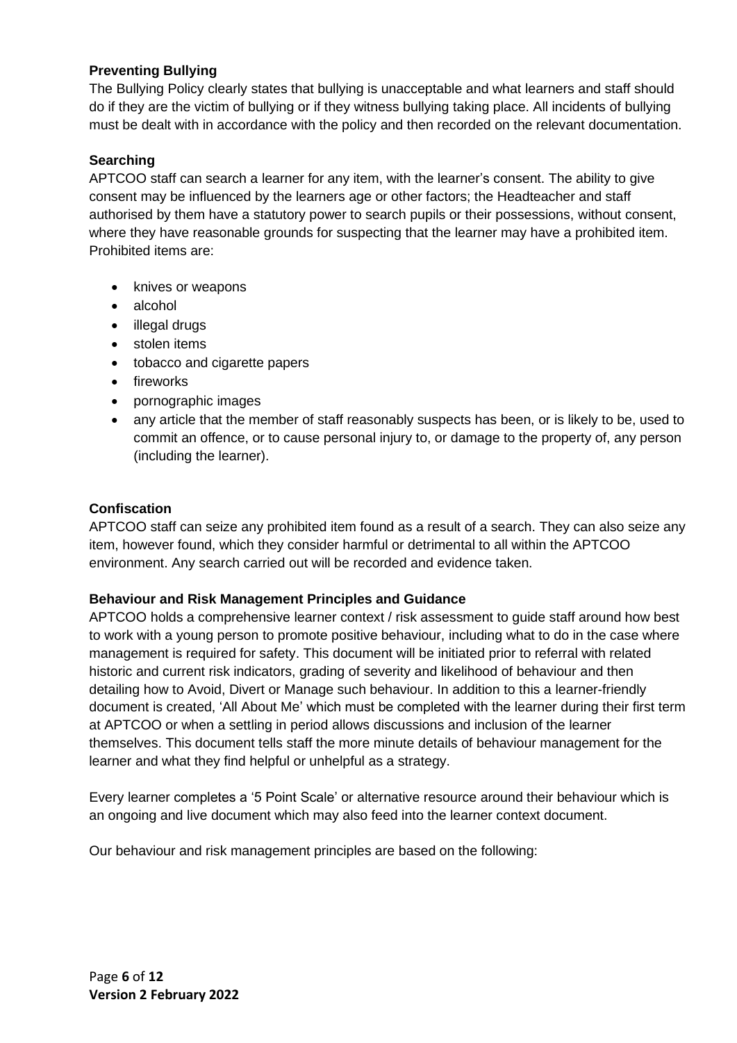**Preventing Bullying**

The Bullying Policy clearly states that bullying is unacceptable and what learners and staff should do if they are the victim of bullying or if they witness bullying taking place. All incidents of bullying must be dealt with in accordance with the policy and then recorded on the relevant documentation.

**Searching**

APTCOO staff can search a learner for any item, with the learner's consent. The ability to give consent may be influenced by the learners age or other factors; the Headteacher and staff authorised by them have a statutory power to search pupils or their possessions, without consent, where they have reasonable grounds for suspecting that the learner may have a prohibited item. Prohibited items are:

- knives or weapons
- alcohol
- illegal drugs
- stolen items
- tobacco and cigarette papers
- fireworks
- pornographic images
- any article that the member of staff reasonably suspects has been, or is likely to be, used to commit an offence, or to cause personal injury to, or damage to the property of, any person (including the learner).

**Confiscation**

APTCOO staff can seize any prohibited item found as a result of a search. They can also seize any item, however found, which they consider harmful or detrimental to all within the APTCOO environment. Any search carried out will be recorded and evidence taken.

**Behaviour and Risk Management Principles and Guidance**

APTCOO holds a comprehensive learner context / risk assessment to guide staff around how best to work with a young person to promote positive behaviour, including what to do in the case where management is required for safety. This document will be initiated prior to referral with related historic and current risk indicators, grading of severity and likelihood of behaviour and then detailing how to Avoid, Divert or Manage such behaviour. In addition to this a learner-friendly document is created, 'All About Me' which must be completed with the learner during their first term at APTCOO or when a settling in period allows discussions and inclusion of the learner themselves. This document tells staff the more minute details of behaviour management for the learner and what they find helpful or unhelpful as a strategy.

Every learner completes a '5 Point Scale' or alternative resource around their behaviour which is an ongoing and live document which may also feed into the learner context document.

Our behaviour and risk management principles are based on the following: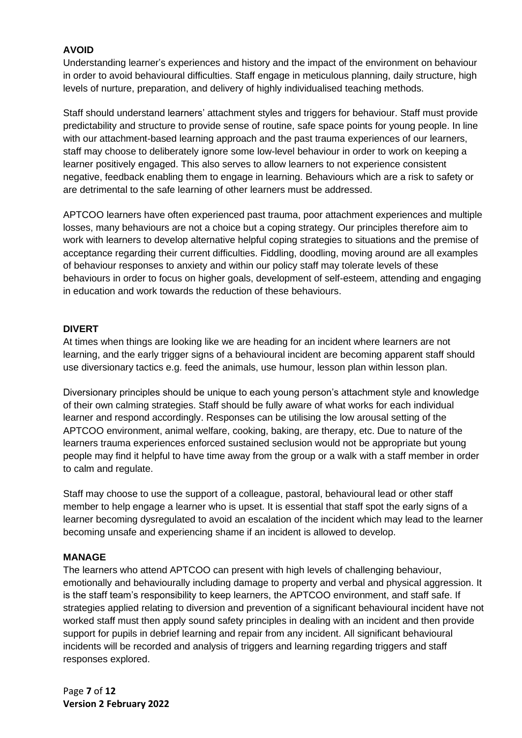**AVOID**

Understanding learner's experiences and history and the impact of the environment on behaviour in order to avoid behavioural difficulties. Staff engage in meticulous planning, daily structure, high levels of nurture, preparation, and delivery of highly individualised teaching methods.

Staff should understand learners' attachment styles and triggers for behaviour. Staff must provide predictability and structure to provide sense of routine, safe space points for young people. In line with our attachment-based learning approach and the past trauma experiences of our learners, staff may choose to deliberately ignore some low-level behaviour in order to work on keeping a learner positively engaged. This also serves to allow learners to not experience consistent negative, feedback enabling them to engage in learning. Behaviours which are a risk to safety or are detrimental to the safe learning of other learners must be addressed.

APTCOO learners have often experienced past trauma, poor attachment experiences and multiple losses, many behaviours are not a choice but a coping strategy. Our principles therefore aim to work with learners to develop alternative helpful coping strategies to situations and the premise of acceptance regarding their current difficulties. Fiddling, doodling, moving around are all examples of behaviour responses to anxiety and within our policy staff may tolerate levels of these behaviours in order to focus on higher goals, development of self-esteem, attending and engaging in education and work towards the reduction of these behaviours.

**DIVERT**

At times when things are looking like we are heading for an incident where learners are not learning, and the early trigger signs of a behavioural incident are becoming apparent staff should use diversionary tactics e.g. feed the animals, use humour, lesson plan within lesson plan.

Diversionary principles should be unique to each young person's attachment style and knowledge of their own calming strategies. Staff should be fully aware of what works for each individual learner and respond accordingly. Responses can be utilising the low arousal setting of the APTCOO environment, animal welfare, cooking, baking, are therapy, etc. Due to nature of the learners trauma experiences enforced sustained seclusion would not be appropriate but young people may find it helpful to have time away from the group or a walk with a staff member in order to calm and regulate.

Staff may choose to use the support of a colleague, pastoral, behavioural lead or other staff member to help engage a learner who is upset. It is essential that staff spot the early signs of a learner becoming dysregulated to avoid an escalation of the incident which may lead to the learner becoming unsafe and experiencing shame if an incident is allowed to develop.

**MANAGE**

The learners who attend APTCOO can present with high levels of challenging behaviour, emotionally and behaviourally including damage to property and verbal and physical aggression. It is the staff team's responsibility to keep learners, the APTCOO environment, and staff safe. If strategies applied relating to diversion and prevention of a significant behavioural incident have not worked staff must then apply sound safety principles in dealing with an incident and then provide support for pupils in debrief learning and repair from any incident. All significant behavioural incidents will be recorded and analysis of triggers and learning regarding triggers and staff responses explored.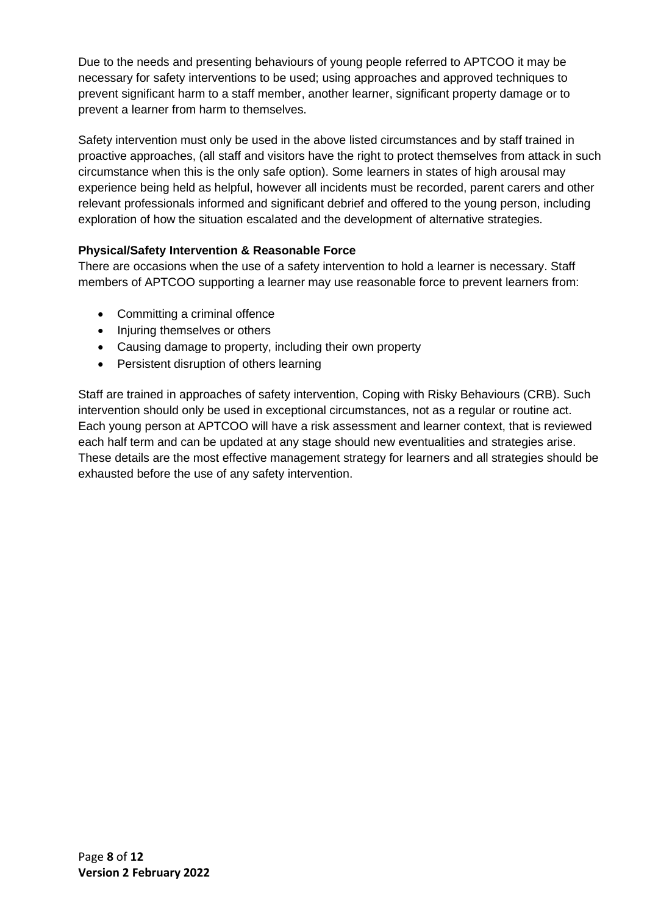Due to the needs and presenting behaviours of young people referred to APTCOO it may be necessary for safety interventions to be used; using approaches and approved techniques to prevent significant harm to a staff member, another learner, significant property damage or to prevent a learner from harm to themselves.

Safety intervention must only be used in the above listed circumstances and by staff trained in proactive approaches, (all staff and visitors have the right to protect themselves from attack in such circumstance when this is the only safe option). Some learners in states of high arousal may experience being held as helpful, however all incidents must be recorded, parent carers and other relevant professionals informed and significant debrief and offered to the young person, including exploration of how the situation escalated and the development of alternative strategies.

**Physical/Safety Intervention & Reasonable Force**

There are occasions when the use of a safety intervention to hold a learner is necessary. Staff members of APTCOO supporting a learner may use reasonable force to prevent learners from:

- Committing a criminal offence
- Injuring themselves or others
- Causing damage to property, including their own property
- Persistent disruption of others learning

Staff are trained in approaches of safety intervention, Coping with Risky Behaviours (CRB). Such intervention should only be used in exceptional circumstances, not as a regular or routine act. Each young person at APTCOO will have a risk assessment and learner context, that is reviewed each half term and can be updated at any stage should new eventualities and strategies arise. These details are the most effective management strategy for learners and all strategies should be exhausted before the use of any safety intervention.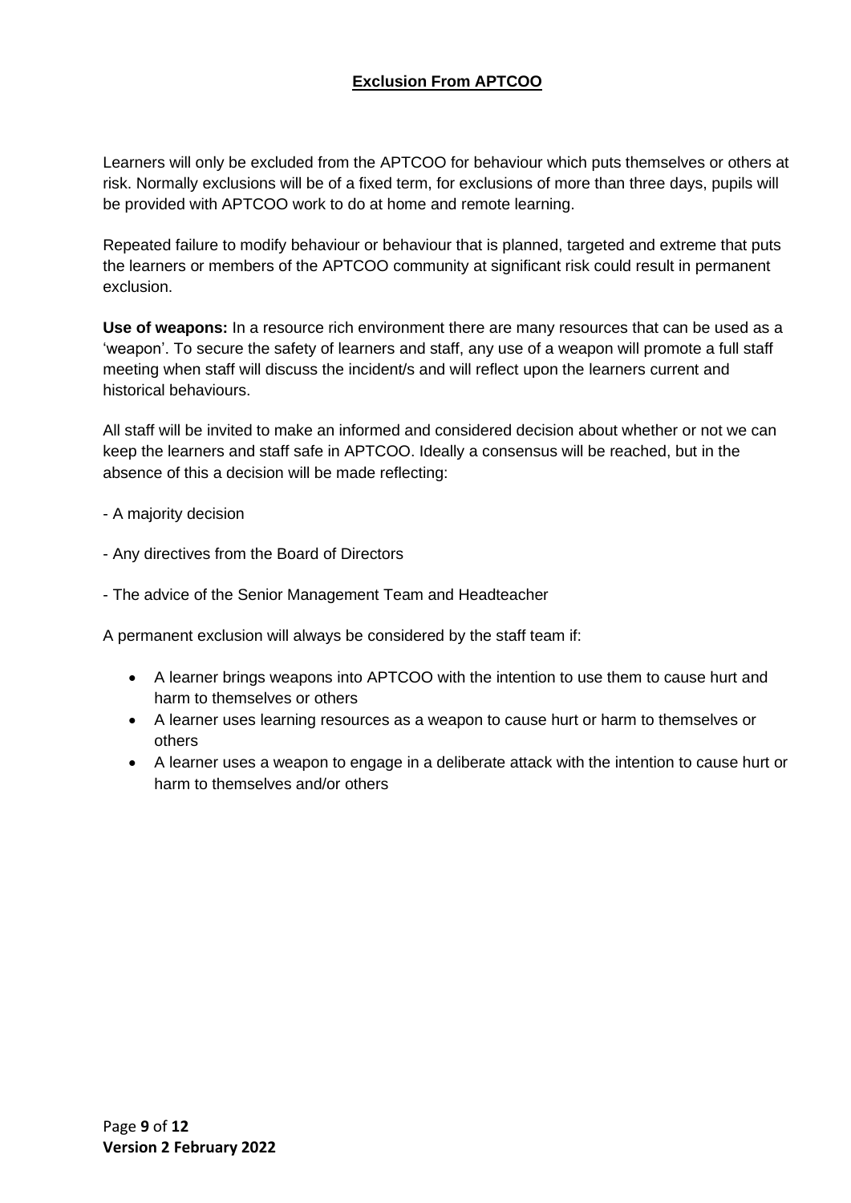## Exclusion From APTCOO

Learners will only be excluded from the APTCOO for behaviour which puts themselves or others at risk. Normally exclusions will be of a fixed term, for exclusions of more than three days, pupils will be provided with APTCOO work to do at home and remote learning.

Repeated failure to modify behaviour or behaviour that is planned, targeted and extreme that puts the learners or members of the APTCOO community at significant risk could result in permanent exclusion.

**Use of weapons:** In a resource rich environment there are many resources that can be used as a 'weapon'. To secure the safety of learners and staff, any use of a weapon will promote a full staff meeting when staff will discuss the incident/s and will reflect upon the learners current and historical behaviours.

All staff will be invited to make an informed and considered decision about whether or not we can keep the learners and staff safe in APTCOO. Ideally a consensus will be reached, but in the absence of this a decision will be made reflecting:

- A majority decision
- Any directives from the Board of Directors
- The advice of the Senior Management Team and Headteacher

A permanent exclusion will always be considered by the staff team if:

- A learner brings weapons into APTCOO with the intention to use them to cause hurt and harm to themselves or others
- A learner uses learning resources as a weapon to cause hurt or harm to themselves or others
- A learner uses a weapon to engage in a deliberate attack with the intention to cause hurt or harm to themselves and/or others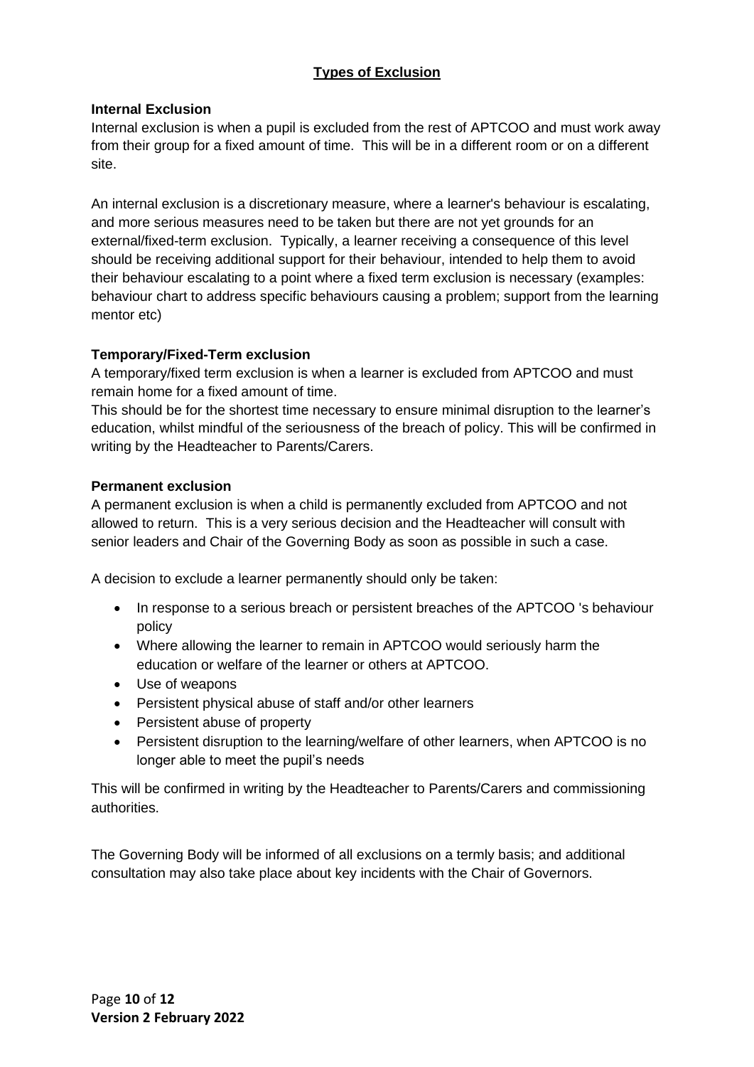## Types of Exclusion

### Internal Exclusion

Internal exclusion is when a pupil is excluded from the rest of APTCOO and must work away from their group for a fixed amount of time. This will be in a different room or on a different site.

An internal exclusion is a discretionary measure, where a learner's behaviour is escalating, and more serious measures need to be taken but there are not yet grounds for an external/fixed-term exclusion. Typically, a learner receiving a consequence of this level should be receiving additional support for their behaviour, intended to help them to avoid their behaviour escalating to a point where a fixed term exclusion is necessary (examples: behaviour chart to address specific behaviours causing a problem; support from the learning mentor etc)

### Temporary/Fixed-Term exclusion

A temporary/fixed term exclusion is when a learner is excluded from APTCOO and must remain home for a fixed amount of time.

This should be for the shortest time necessary to ensure minimal disruption to the learner's education, whilst mindful of the seriousness of the breach of policy. This will be confirmed in writing by the Headteacher to Parents/Carers.

### Permanent exclusion

A permanent exclusion is when a child is permanently excluded from APTCOO and not allowed to return. This is a very serious decision and the Headteacher will consult with senior leaders and Chair of the Governing Body as soon as possible in such a case.

A decision to exclude a learner permanently should only be taken:

- In response to a serious breach or persistent breaches of the APTCOO 's behaviour policy
- Where allowing the learner to remain in APTCOO would seriously harm the education or welfare of the learner or others at APTCOO.
- Use of weapons
- Persistent physical abuse of staff and/or other learners
- Persistent abuse of property
- Persistent disruption to the learning/welfare of other learners, when APTCOO is no longer able to meet the pupil's needs

This will be confirmed in writing by the Headteacher to Parents/Carers and commissioning authorities.

The Governing Body will be informed of all exclusions on a termly basis; and additional consultation may also take place about key incidents with the Chair of Governors.

**Version 2 February 2022**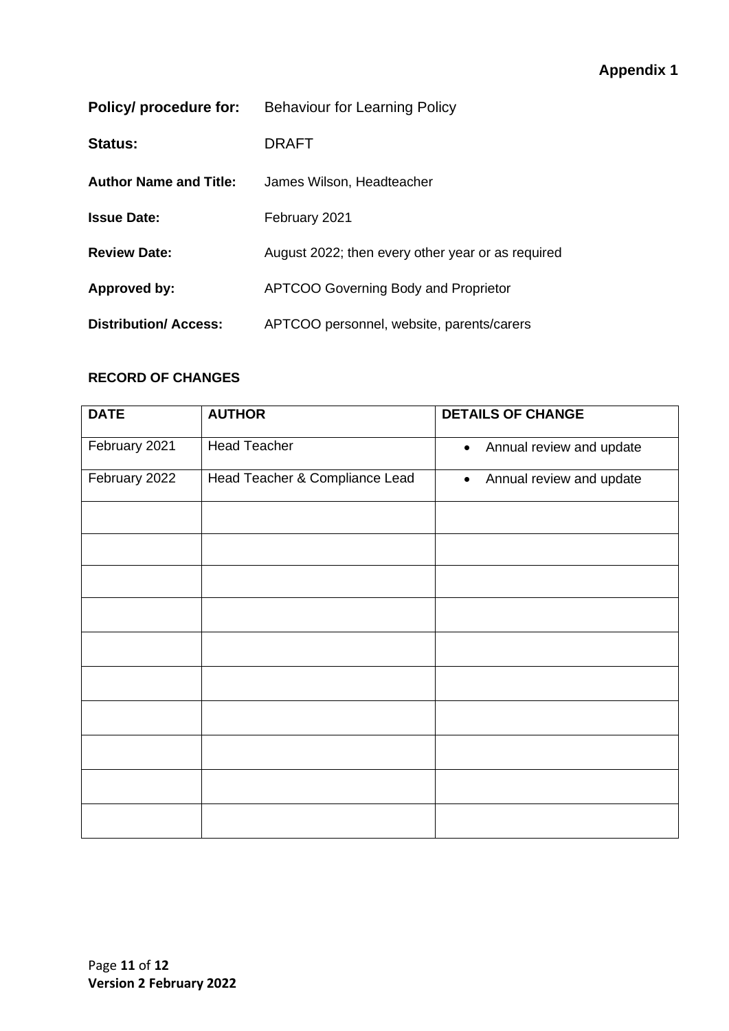**Appendix 1**

| | |
|---|---|
| **Policy/ procedure for:** | Behaviour for Learning Policy |
| **Status:** | DRAFT |
| **Author Name and Title:** | James Wilson, Headteacher |
| **Issue Date:** | February 2021 |
| **Review Date:** | August 2022; then every other year or as required |
| **Approved by:** | APTCOO Governing Body and Proprietor |
| **Distribution/ Access:** | APTCOO personnel, website, parents/carers |

**RECORD OF CHANGES**

| DATE | AUTHOR | DETAILS OF CHANGE |
|---|---|---|
| February 2021 | Head Teacher | • Annual review and update |
| February 2022 | Head Teacher & Compliance Lead | • Annual review and update |
| | | |
| | | |
| | | |
| | | |
| | | |
| | | |
| | | |
| | | |
| | | |
| | | |

**Version 2 February 2022**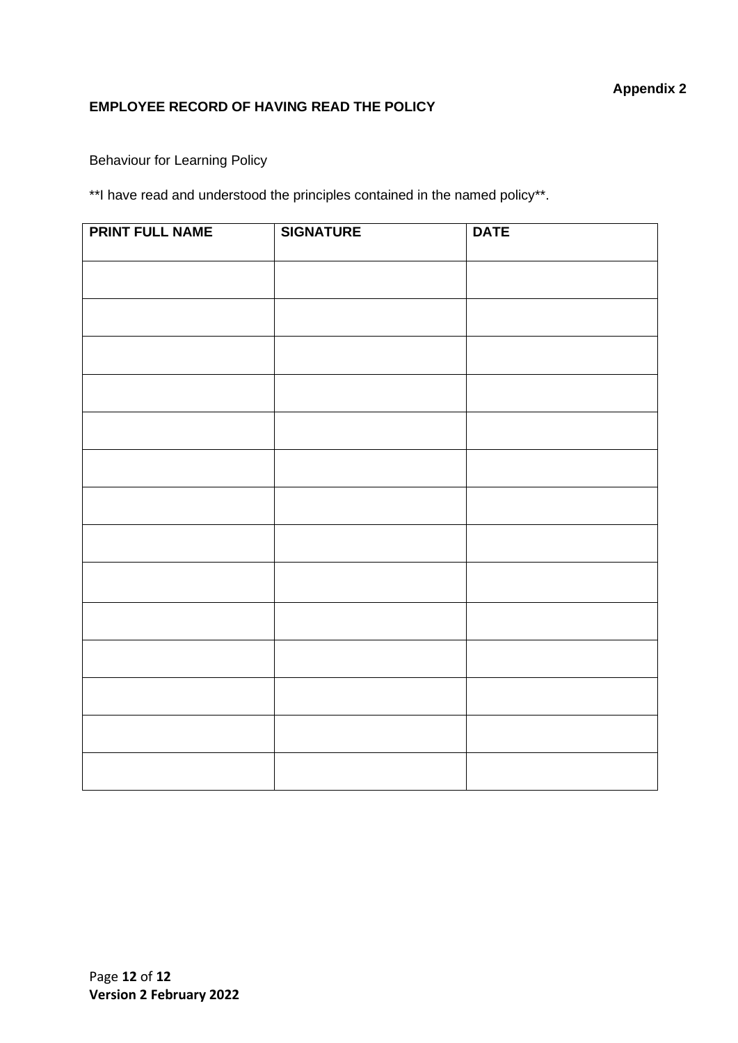**Appendix 2**

**EMPLOYEE RECORD OF HAVING READ THE POLICY**

Behaviour for Learning Policy

**I have read and understood the principles contained in the named policy**.

| PRINT FULL NAME | SIGNATURE | DATE |
| --- | --- | --- |
| | | |
| | | |
| | | |
| | | |
| | | |
| | | |
| | | |
| | | |
| | | |
| | | |
| | | |
| | | |
| | | |
| | | |

**Version 2 February 2022**